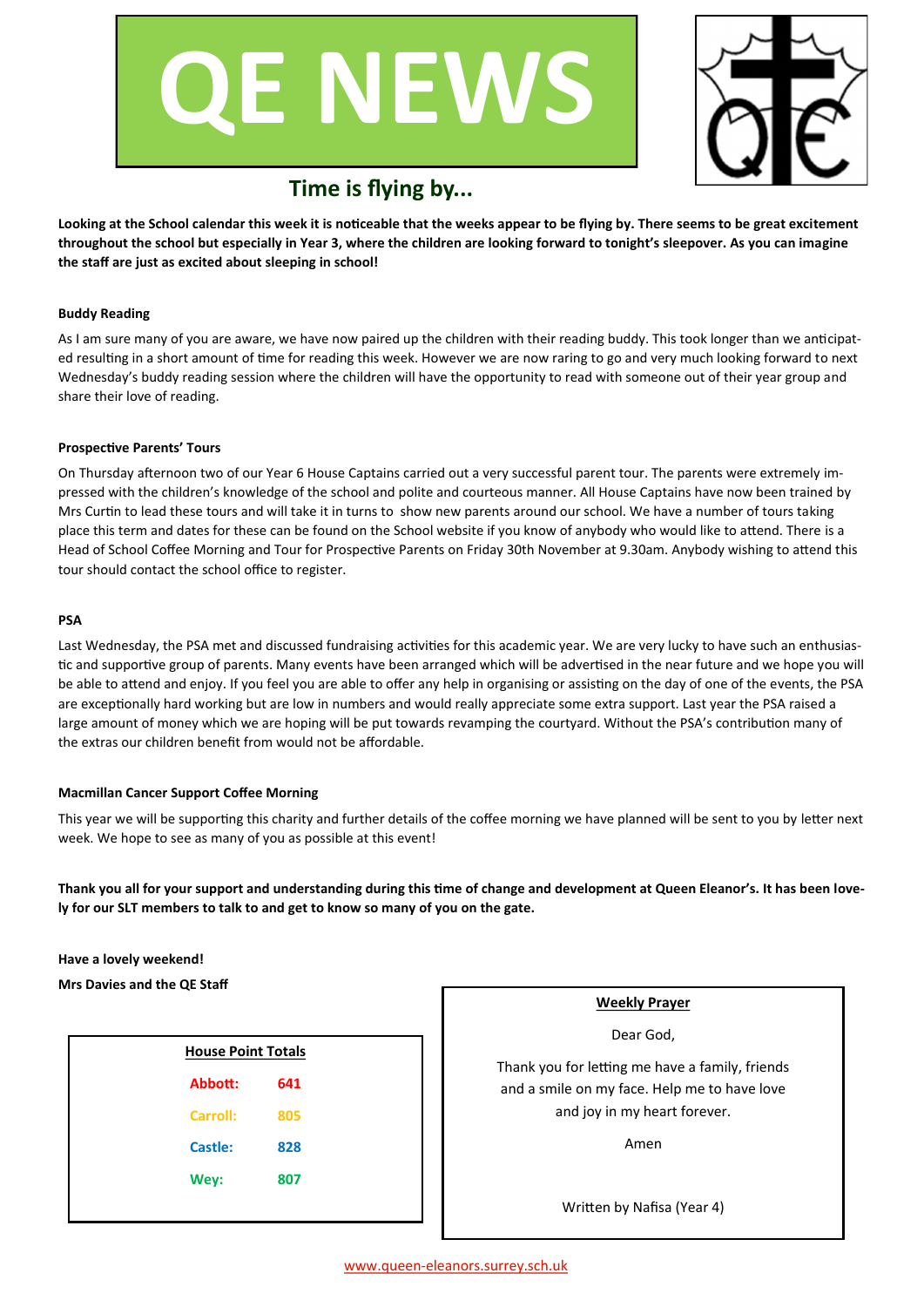# QE NEWS

## Time is flying by...

**Looking at the School calendar this week it is noticeable that the weeks appear to be flying by. There seems to be great excitement throughout the school but especially in Year 3, where the children are looking forward to tonight's sleepover. As you can imagine the staff are just as excited about sleeping in school!**

**Buddy Reading**

As I am sure many of you are aware, we have now paired up the children with their reading buddy. This took longer than we anticipated resulting in a short amount of time for reading this week. However we are now raring to go and very much looking forward to next Wednesday's buddy reading session where the children will have the opportunity to read with someone out of their year group and share their love of reading.

**Prospective Parents' Tours**

On Thursday afternoon two of our Year 6 House Captains carried out a very successful parent tour. The parents were extremely impressed with the children's knowledge of the school and polite and courteous manner. All House Captains have now been trained by Mrs Curtin to lead these tours and will take it in turns to show new parents around our school. We have a number of tours taking place this term and dates for these can be found on the School website if you know of anybody who would like to attend. There is a Head of School Coffee Morning and Tour for Prospective Parents on Friday 30th November at 9.30am. Anybody wishing to attend this tour should contact the school office to register.

**PSA**

Last Wednesday, the PSA met and discussed fundraising activities for this academic year. We are very lucky to have such an enthusiastic and supportive group of parents. Many events have been arranged which will be advertised in the near future and we hope you will be able to attend and enjoy. If you feel you are able to offer any help in organising or assisting on the day of one of the events, the PSA are exceptionally hard working but are low in numbers and would really appreciate some extra support. Last year the PSA raised a large amount of money which we are hoping will be put towards revamping the courtyard. Without the PSA's contribution many of the extras our children benefit from would not be affordable.

**Macmillan Cancer Support Coffee Morning**

This year we will be supporting this charity and further details of the coffee morning we have planned will be sent to you by letter next week. We hope to see as many of you as possible at this event!

**Thank you all for your support and understanding during this time of change and development at Queen Eleanor's. It has been lovely for our SLT members to talk to and get to know so many of you on the gate.**

**Have a lovely weekend!**

**Mrs Davies and the QE Staff**

**House Point Totals**

| | |
|---|---|
| **Abbott:** | **641** |
| **Carroll:** | **805** |
| **Castle:** | **828** |
| **Wey:** | **807** |

**Weekly Prayer**

Dear God,

Thank you for letting me have a family, friends and a smile on my face. Help me to have love and joy in my heart forever.

Amen

Written by Nafisa (Year 4)

www.queen-eleanors.surrey.sch.uk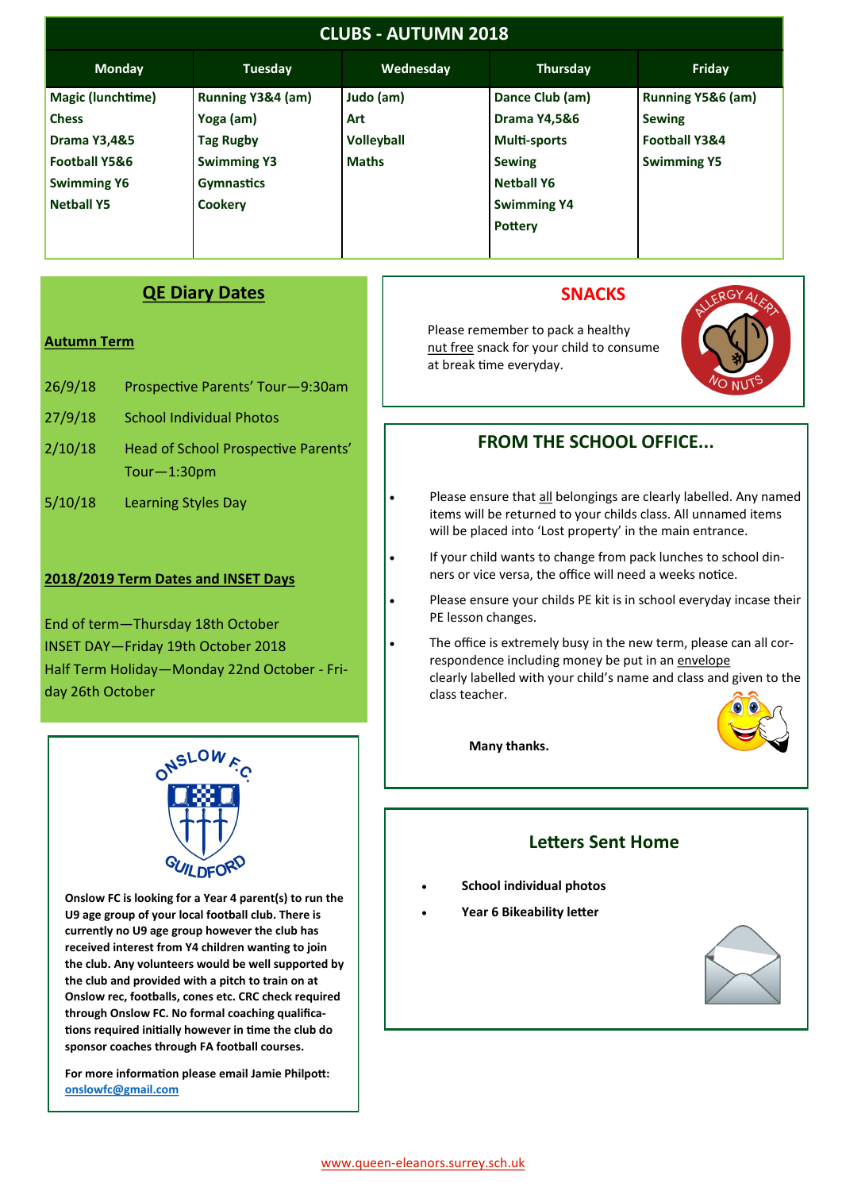## CLUBS - AUTUMN 2018

| Monday | Tuesday | Wednesday | Thursday | Friday |
|---|---|---|---|---|
| Magic (lunchtime) | Running Y3&4 (am) | Judo (am) | Dance Club (am) | Running Y5&6 (am) |
| Chess | Yoga (am) | Art | Drama Y4,5&6 | Sewing |
| Drama Y3,4&5 | Tag Rugby | Volleyball | Multi-sports | Football Y3&4 |
| Football Y5&6 | Swimming Y3 | Maths | Sewing | Swimming Y5 |
| Swimming Y6 | Gymnastics | | Netball Y6 | |
| Netball Y5 | Cookery | | Swimming Y4 | |
| | | | Pottery | |

## QE Diary Dates

**Autumn Term**

| | |
|---|---|
| 26/9/18 | Prospective Parents' Tour—9:30am |
| 27/9/18 | School Individual Photos |
| 2/10/18 | Head of School Prospective Parents' Tour—1:30pm |
| 5/10/18 | Learning Styles Day |

**2018/2019 Term Dates and INSET Days**

End of term—Thursday 18th October
INSET DAY—Friday 19th October 2018
Half Term Holiday—Monday 22nd October - Friday 26th October

## SNACKS

Please remember to pack a healthy nut free snack for your child to consume at break time everyday.

ALLERGY ALERT
NO NUTS

## FROM THE SCHOOL OFFICE...

- Please ensure that all belongings are clearly labelled. Any named items will be returned to your childs class. All unnamed items will be placed into 'Lost property' in the main entrance.
- If your child wants to change from pack lunches to school dinners or vice versa, the office will need a weeks notice.
- Please ensure your childs PE kit is in school everyday incase their PE lesson changes.
- The office is extremely busy in the new term, please can all correspondence including money be put in an envelope clearly labelled with your child's name and class and given to the class teacher.

**Many thanks.**

ONSLOW F.C.
GUILDFORD

**Onslow FC is looking for a Year 4 parent(s) to run the U9 age group of your local football club. There is currently no U9 age group however the club has received interest from Y4 children wanting to join the club. Any volunteers would be well supported by the club and provided with a pitch to train on at Onslow rec, footballs, cones etc. CRC check required through Onslow FC. No formal coaching qualifications required initially however in time the club do sponsor coaches through FA football courses.**

**For more information please email Jamie Philpott: onslowfc@gmail.com**

## Letters Sent Home

- **School individual photos**
- **Year 6 Bikeability letter**

www.queen-eleanors.surrey.sch.uk